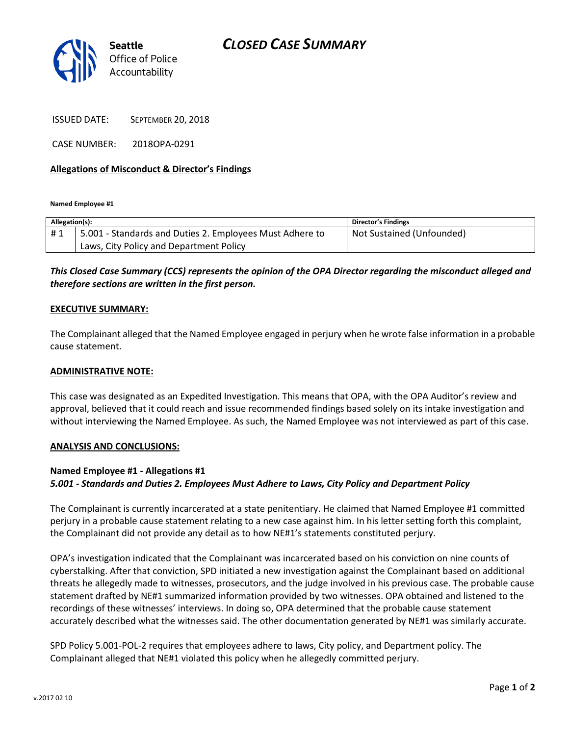**Seattle** Office of Police Accountability

# *CLOSED CASE SUMMARY*

ISSUED DATE: SEPTEMBER 20, 2018

CASE NUMBER: 2018OPA-0291

## Allegations of Misconduct & Director's Findings

**Named Employee #1**

| Allegation(s): | | Director's Findings |
|---|---|---|
| # 1 | 5.001 - Standards and Duties 2. Employees Must Adhere to Laws, City Policy and Department Policy | Not Sustained (Unfounded) |

***This Closed Case Summary (CCS) represents the opinion of the OPA Director regarding the misconduct alleged and therefore sections are written in the first person.***

### EXECUTIVE SUMMARY:

The Complainant alleged that the Named Employee engaged in perjury when he wrote false information in a probable cause statement.

### ADMINISTRATIVE NOTE:

This case was designated as an Expedited Investigation. This means that OPA, with the OPA Auditor's review and approval, believed that it could reach and issue recommended findings based solely on its intake investigation and without interviewing the Named Employee. As such, the Named Employee was not interviewed as part of this case.

### ANALYSIS AND CONCLUSIONS:

**Named Employee #1 - Allegations #1**
***5.001 - Standards and Duties 2. Employees Must Adhere to Laws, City Policy and Department Policy***

The Complainant is currently incarcerated at a state penitentiary. He claimed that Named Employee #1 committed perjury in a probable cause statement relating to a new case against him. In his letter setting forth this complaint, the Complainant did not provide any detail as to how NE#1's statements constituted perjury.

OPA's investigation indicated that the Complainant was incarcerated based on his conviction on nine counts of cyberstalking. After that conviction, SPD initiated a new investigation against the Complainant based on additional threats he allegedly made to witnesses, prosecutors, and the judge involved in his previous case. The probable cause statement drafted by NE#1 summarized information provided by two witnesses. OPA obtained and listened to the recordings of these witnesses' interviews. In doing so, OPA determined that the probable cause statement accurately described what the witnesses said. The other documentation generated by NE#1 was similarly accurate.

SPD Policy 5.001-POL-2 requires that employees adhere to laws, City policy, and Department policy. The Complainant alleged that NE#1 violated this policy when he allegedly committed perjury.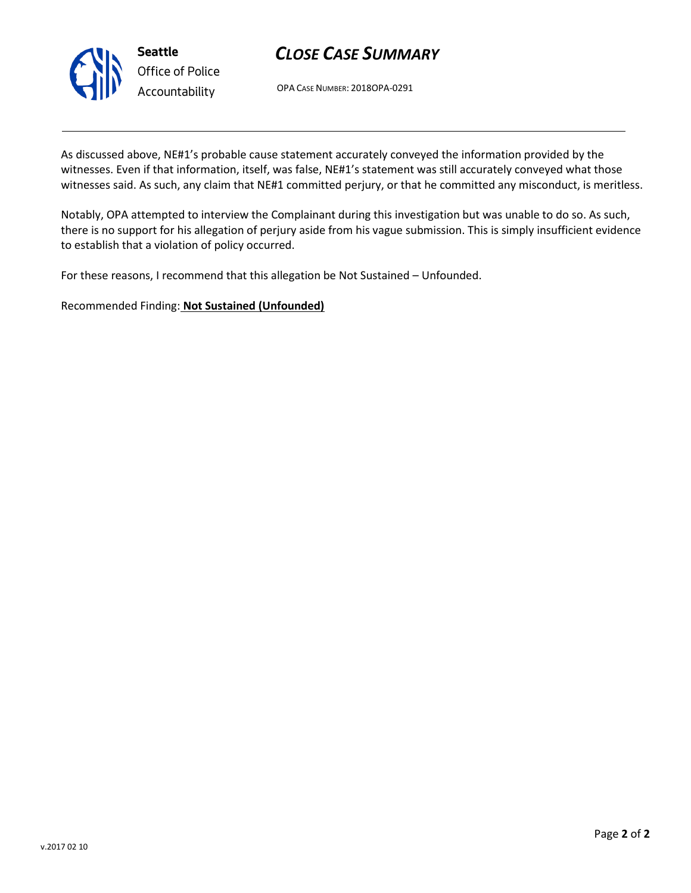As discussed above, NE#1's probable cause statement accurately conveyed the information provided by the witnesses. Even if that information, itself, was false, NE#1's statement was still accurately conveyed what those witnesses said. As such, any claim that NE#1 committed perjury, or that he committed any misconduct, is meritless.

Notably, OPA attempted to interview the Complainant during this investigation but was unable to do so. As such, there is no support for his allegation of perjury aside from his vague submission. This is simply insufficient evidence to establish that a violation of policy occurred.

For these reasons, I recommend that this allegation be Not Sustained – Unfounded.

Recommended Finding: **Not Sustained (Unfounded)**